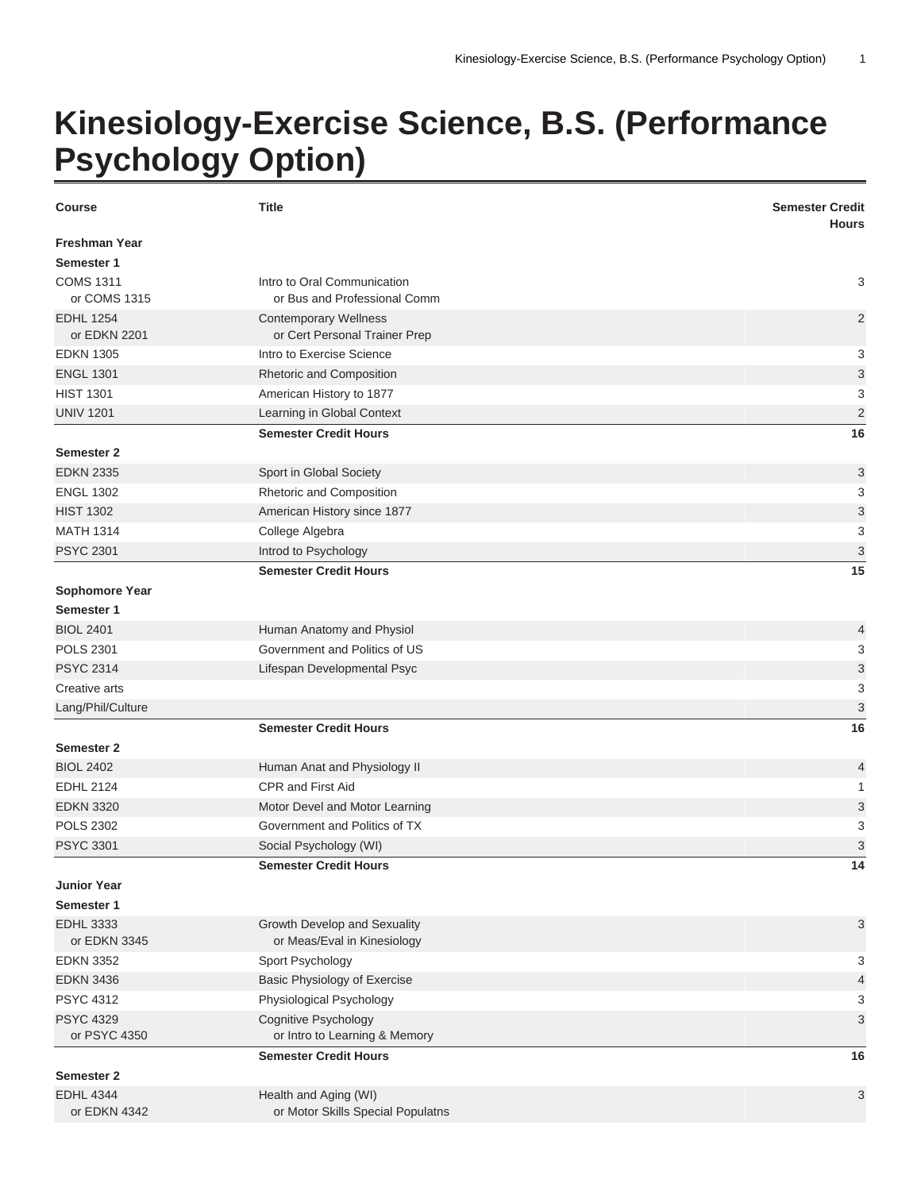# Kinesiology-Exercise Science, B.S. (Performance Psychology Option)

| Course | Title | Semester Credit Hours |
|---|---|---|
| **Freshman Year** | | |
| **Semester 1** | | |
| COMS 1311 or COMS 1315 | Intro to Oral Communication or Bus and Professional Comm | 3 |
| EDHL 1254 or EDKN 2201 | Contemporary Wellness or Cert Personal Trainer Prep | 2 |
| EDKN 1305 | Intro to Exercise Science | 3 |
| ENGL 1301 | Rhetoric and Composition | 3 |
| HIST 1301 | American History to 1877 | 3 |
| UNIV 1201 | Learning in Global Context | 2 |
| | **Semester Credit Hours** | **16** |
| **Semester 2** | | |
| EDKN 2335 | Sport in Global Society | 3 |
| ENGL 1302 | Rhetoric and Composition | 3 |
| HIST 1302 | American History since 1877 | 3 |
| MATH 1314 | College Algebra | 3 |
| PSYC 2301 | Introd to Psychology | 3 |
| | **Semester Credit Hours** | **15** |
| **Sophomore Year** | | |
| **Semester 1** | | |
| BIOL 2401 | Human Anatomy and Physiol | 4 |
| POLS 2301 | Government and Politics of US | 3 |
| PSYC 2314 | Lifespan Developmental Psyc | 3 |
| Creative arts | | 3 |
| Lang/Phil/Culture | | 3 |
| | **Semester Credit Hours** | **16** |
| **Semester 2** | | |
| BIOL 2402 | Human Anat and Physiology II | 4 |
| EDHL 2124 | CPR and First Aid | 1 |
| EDKN 3320 | Motor Devel and Motor Learning | 3 |
| POLS 2302 | Government and Politics of TX | 3 |
| PSYC 3301 | Social Psychology (WI) | 3 |
| | **Semester Credit Hours** | **14** |
| **Junior Year** | | |
| **Semester 1** | | |
| EDHL 3333 or EDKN 3345 | Growth Develop and Sexuality or Meas/Eval in Kinesiology | 3 |
| EDKN 3352 | Sport Psychology | 3 |
| EDKN 3436 | Basic Physiology of Exercise | 4 |
| PSYC 4312 | Physiological Psychology | 3 |
| PSYC 4329 or PSYC 4350 | Cognitive Psychology or Intro to Learning & Memory | 3 |
| | **Semester Credit Hours** | **16** |
| **Semester 2** | | |
| EDHL 4344 or EDKN 4342 | Health and Aging (WI) or Motor Skills Special Populatns | 3 |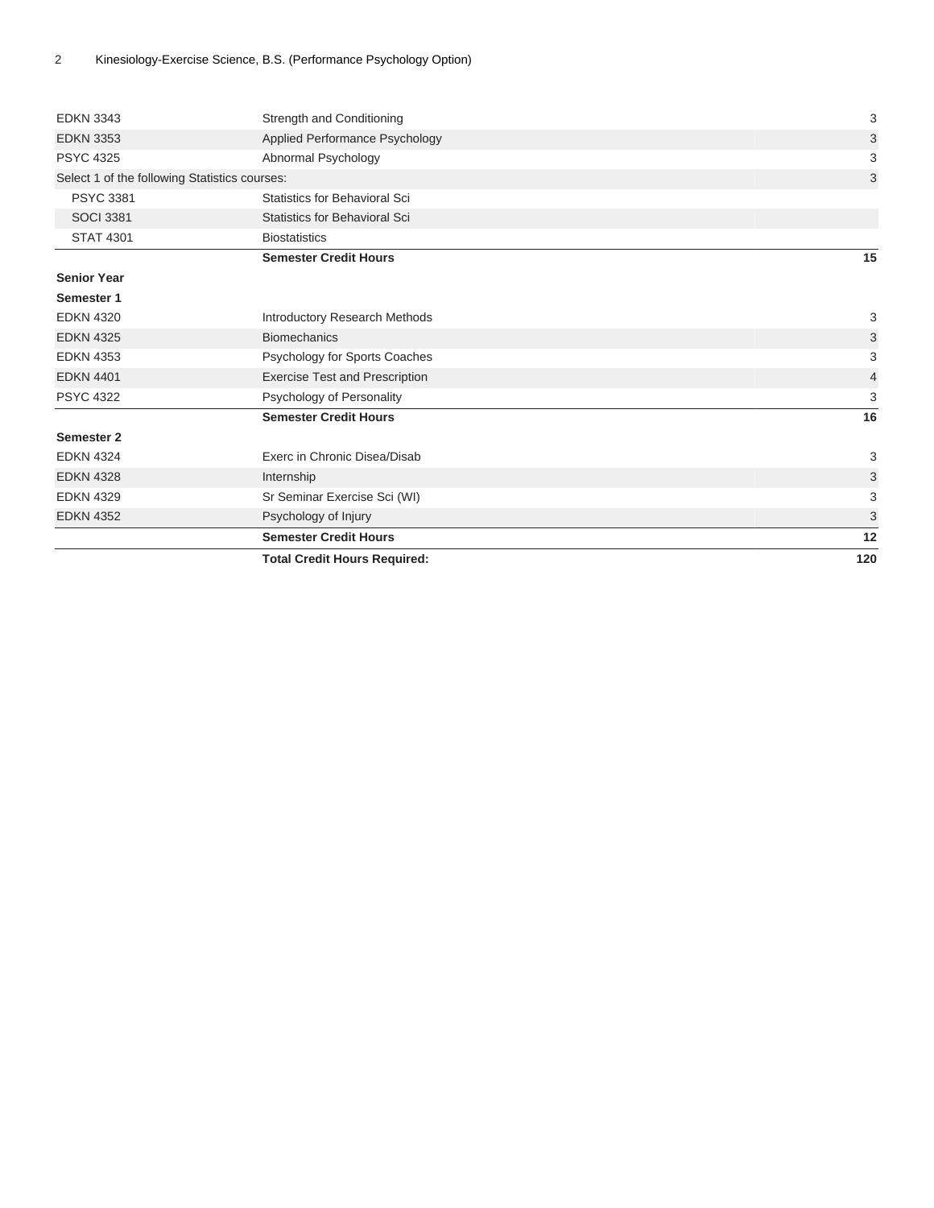| | | |
|---|---|---|
| EDKN 3343 | Strength and Conditioning | 3 |
| EDKN 3353 | Applied Performance Psychology | 3 |
| PSYC 4325 | Abnormal Psychology | 3 |
| Select 1 of the following Statistics courses: | | 3 |
| PSYC 3381 | Statistics for Behavioral Sci | |
| SOCI 3381 | Statistics for Behavioral Sci | |
| STAT 4301 | Biostatistics | |
| | **Semester Credit Hours** | **15** |
| **Senior Year** | | |
| **Semester 1** | | |
| EDKN 4320 | Introductory Research Methods | 3 |
| EDKN 4325 | Biomechanics | 3 |
| EDKN 4353 | Psychology for Sports Coaches | 3 |
| EDKN 4401 | Exercise Test and Prescription | 4 |
| PSYC 4322 | Psychology of Personality | 3 |
| | **Semester Credit Hours** | **16** |
| **Semester 2** | | |
| EDKN 4324 | Exerc in Chronic Disea/Disab | 3 |
| EDKN 4328 | Internship | 3 |
| EDKN 4329 | Sr Seminar Exercise Sci (WI) | 3 |
| EDKN 4352 | Psychology of Injury | 3 |
| | **Semester Credit Hours** | **12** |
| | **Total Credit Hours Required:** | **120** |